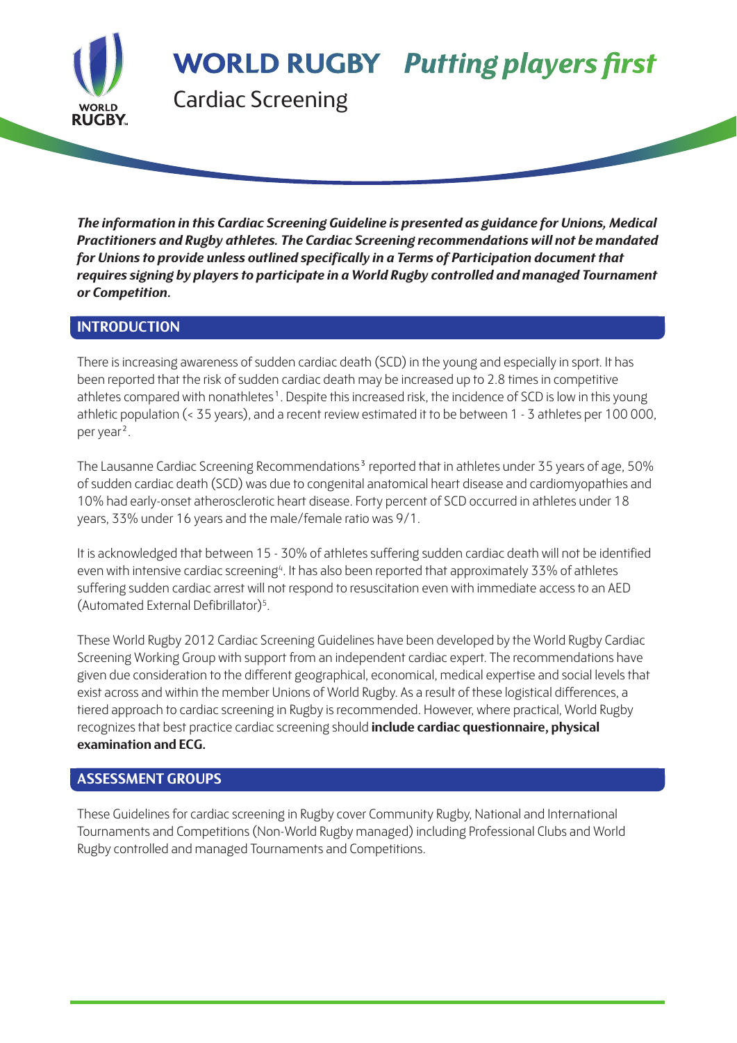# WORLD RUGBY *Putting players first*

## Cardiac Screening

***The information in this Cardiac Screening Guideline is presented as guidance for Unions, Medical Practitioners and Rugby athletes. The Cardiac Screening recommendations will not be mandated for Unions to provide unless outlined specifically in a Terms of Participation document that requires signing by players to participate in a World Rugby controlled and managed Tournament or Competition.***

### INTRODUCTION

There is increasing awareness of sudden cardiac death (SCD) in the young and especially in sport. It has been reported that the risk of sudden cardiac death may be increased up to 2.8 times in competitive athletes compared with nonathletes[1]. Despite this increased risk, the incidence of SCD is low in this young athletic population (< 35 years), and a recent review estimated it to be between 1 - 3 athletes per 100 000, per year[2].

The Lausanne Cardiac Screening Recommendations[3] reported that in athletes under 35 years of age, 50% of sudden cardiac death (SCD) was due to congenital anatomical heart disease and cardiomyopathies and 10% had early-onset atherosclerotic heart disease. Forty percent of SCD occurred in athletes under 18 years, 33% under 16 years and the male/female ratio was 9/1.

It is acknowledged that between 15 - 30% of athletes suffering sudden cardiac death will not be identified even with intensive cardiac screening[4]. It has also been reported that approximately 33% of athletes suffering sudden cardiac arrest will not respond to resuscitation even with immediate access to an AED (Automated External Defibrillator)[5].

These World Rugby 2012 Cardiac Screening Guidelines have been developed by the World Rugby Cardiac Screening Working Group with support from an independent cardiac expert. The recommendations have given due consideration to the different geographical, economical, medical expertise and social levels that exist across and within the member Unions of World Rugby. As a result of these logistical differences, a tiered approach to cardiac screening in Rugby is recommended. However, where practical, World Rugby recognizes that best practice cardiac screening should **include cardiac questionnaire, physical examination and ECG.**

### ASSESSMENT GROUPS

These Guidelines for cardiac screening in Rugby cover Community Rugby, National and International Tournaments and Competitions (Non-World Rugby managed) including Professional Clubs and World Rugby controlled and managed Tournaments and Competitions.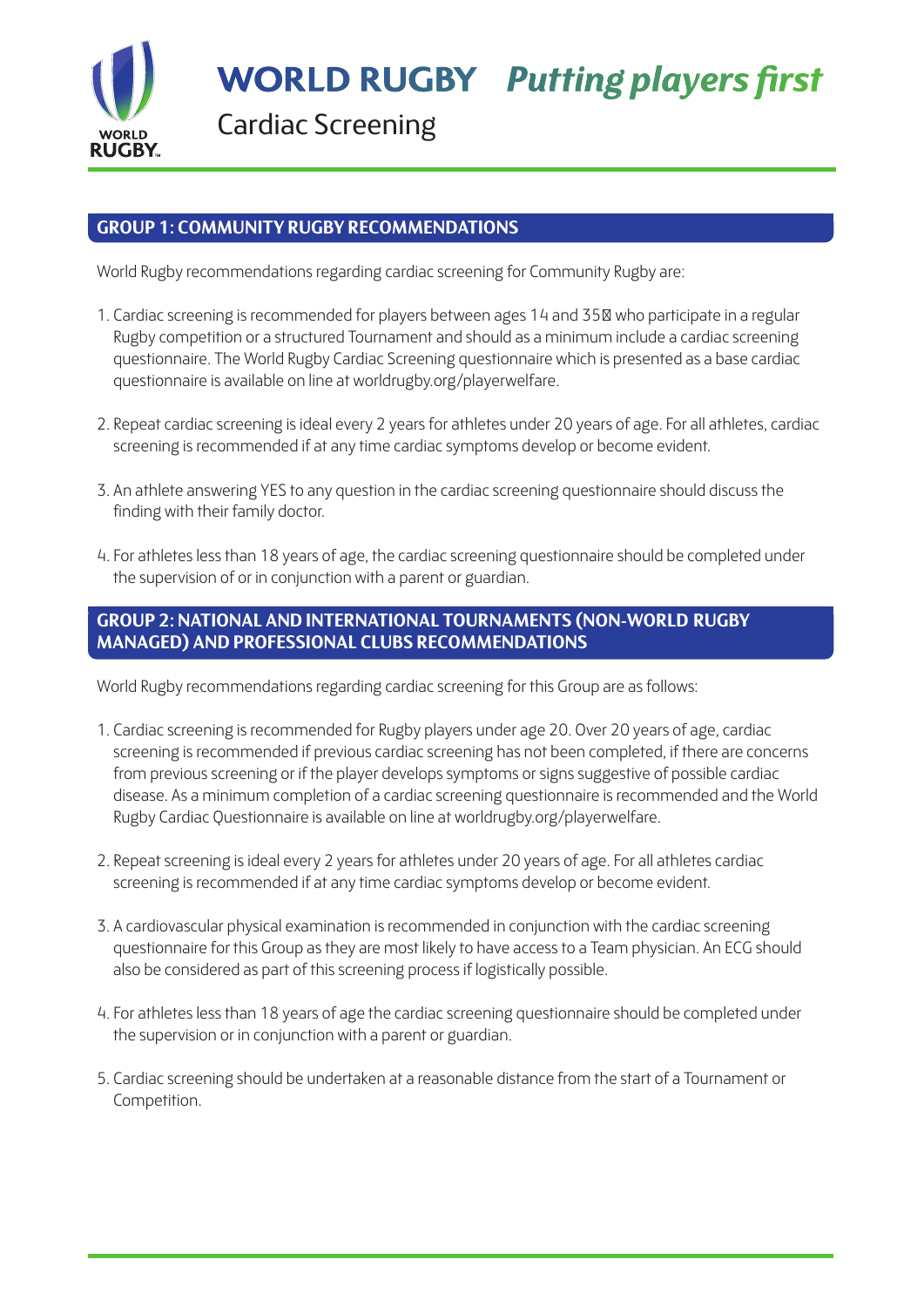# WORLD RUGBY *Putting players first*

Cardiac Screening

## GROUP 1: COMMUNITY RUGBY RECOMMENDATIONS

World Rugby recommendations regarding cardiac screening for Community Rugby are:

1. Cardiac screening is recommended for players between ages 14 and 35 who participate in a regular Rugby competition or a structured Tournament and should as a minimum include a cardiac screening questionnaire. The World Rugby Cardiac Screening questionnaire which is presented as a base cardiac questionnaire is available on line at worldrugby.org/playerwelfare.

2. Repeat cardiac screening is ideal every 2 years for athletes under 20 years of age. For all athletes, cardiac screening is recommended if at any time cardiac symptoms develop or become evident.

3. An athlete answering YES to any question in the cardiac screening questionnaire should discuss the finding with their family doctor.

4. For athletes less than 18 years of age, the cardiac screening questionnaire should be completed under the supervision of or in conjunction with a parent or guardian.

## GROUP 2: NATIONAL AND INTERNATIONAL TOURNAMENTS (NON-WORLD RUGBY MANAGED) AND PROFESSIONAL CLUBS RECOMMENDATIONS

World Rugby recommendations regarding cardiac screening for this Group are as follows:

1. Cardiac screening is recommended for Rugby players under age 20. Over 20 years of age, cardiac screening is recommended if previous cardiac screening has not been completed, if there are concerns from previous screening or if the player develops symptoms or signs suggestive of possible cardiac disease. As a minimum completion of a cardiac screening questionnaire is recommended and the World Rugby Cardiac Questionnaire is available on line at worldrugby.org/playerwelfare.

2. Repeat screening is ideal every 2 years for athletes under 20 years of age. For all athletes cardiac screening is recommended if at any time cardiac symptoms develop or become evident.

3. A cardiovascular physical examination is recommended in conjunction with the cardiac screening questionnaire for this Group as they are most likely to have access to a Team physician. An ECG should also be considered as part of this screening process if logistically possible.

4. For athletes less than 18 years of age the cardiac screening questionnaire should be completed under the supervision or in conjunction with a parent or guardian.

5. Cardiac screening should be undertaken at a reasonable distance from the start of a Tournament or Competition.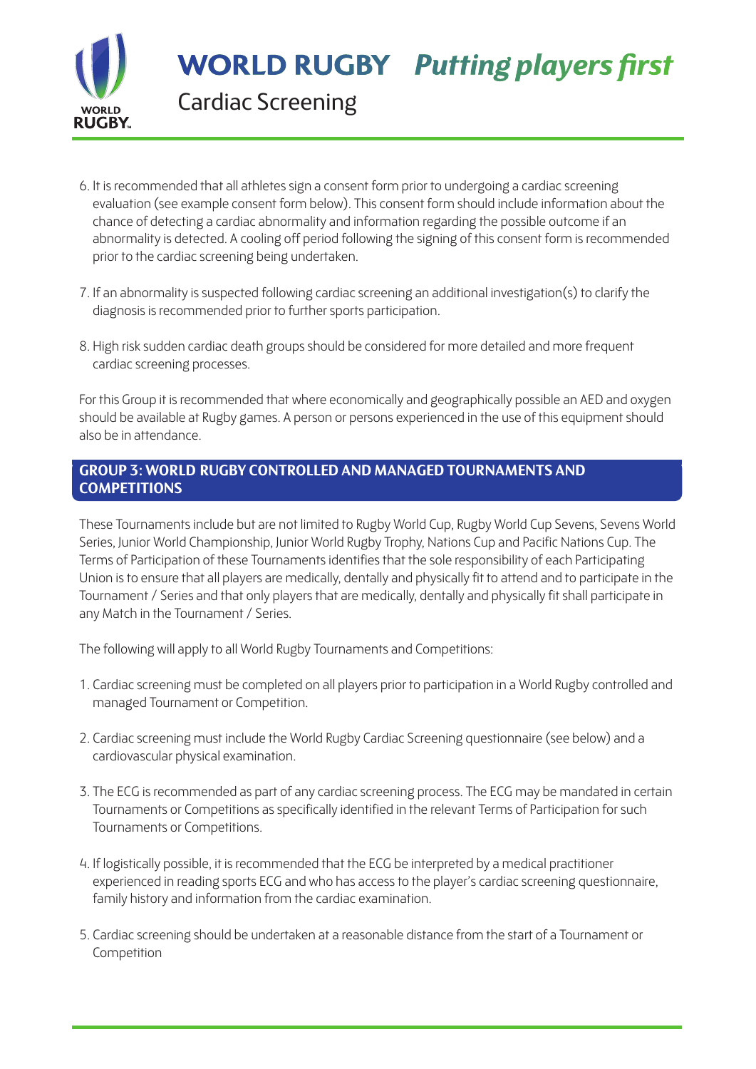6. It is recommended that all athletes sign a consent form prior to undergoing a cardiac screening evaluation (see example consent form below). This consent form should include information about the chance of detecting a cardiac abnormality and information regarding the possible outcome if an abnormality is detected. A cooling off period following the signing of this consent form is recommended prior to the cardiac screening being undertaken.

7. If an abnormality is suspected following cardiac screening an additional investigation(s) to clarify the diagnosis is recommended prior to further sports participation.

8. High risk sudden cardiac death groups should be considered for more detailed and more frequent cardiac screening processes.

For this Group it is recommended that where economically and geographically possible an AED and oxygen should be available at Rugby games. A person or persons experienced in the use of this equipment should also be in attendance.

## GROUP 3: WORLD RUGBY CONTROLLED AND MANAGED TOURNAMENTS AND COMPETITIONS

These Tournaments include but are not limited to Rugby World Cup, Rugby World Cup Sevens, Sevens World Series, Junior World Championship, Junior World Rugby Trophy, Nations Cup and Pacific Nations Cup. The Terms of Participation of these Tournaments identifies that the sole responsibility of each Participating Union is to ensure that all players are medically, dentally and physically fit to attend and to participate in the Tournament / Series and that only players that are medically, dentally and physically fit shall participate in any Match in the Tournament / Series.

The following will apply to all World Rugby Tournaments and Competitions:

1. Cardiac screening must be completed on all players prior to participation in a World Rugby controlled and managed Tournament or Competition.

2. Cardiac screening must include the World Rugby Cardiac Screening questionnaire (see below) and a cardiovascular physical examination.

3. The ECG is recommended as part of any cardiac screening process. The ECG may be mandated in certain Tournaments or Competitions as specifically identified in the relevant Terms of Participation for such Tournaments or Competitions.

4. If logistically possible, it is recommended that the ECG be interpreted by a medical practitioner experienced in reading sports ECG and who has access to the player's cardiac screening questionnaire, family history and information from the cardiac examination.

5. Cardiac screening should be undertaken at a reasonable distance from the start of a Tournament or Competition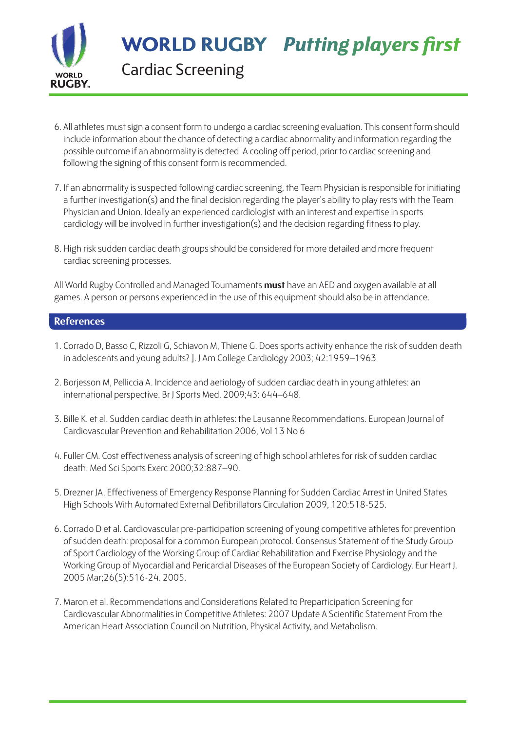6. All athletes must sign a consent form to undergo a cardiac screening evaluation. This consent form should include information about the chance of detecting a cardiac abnormality and information regarding the possible outcome if an abnormality is detected. A cooling off period, prior to cardiac screening and following the signing of this consent form is recommended.

7. If an abnormality is suspected following cardiac screening, the Team Physician is responsible for initiating a further investigation(s) and the final decision regarding the player's ability to play rests with the Team Physician and Union. Ideally an experienced cardiologist with an interest and expertise in sports cardiology will be involved in further investigation(s) and the decision regarding fitness to play.

8. High risk sudden cardiac death groups should be considered for more detailed and more frequent cardiac screening processes.

All World Rugby Controlled and Managed Tournaments **must** have an AED and oxygen available at all games. A person or persons experienced in the use of this equipment should also be in attendance.

## References

1. Corrado D, Basso C, Rizzoli G, Schiavon M, Thiene G. Does sports activity enhance the risk of sudden death in adolescents and young adults? ]. J Am College Cardiology 2003; 42:1959–1963

2. Borjesson M, Pelliccia A. Incidence and aetiology of sudden cardiac death in young athletes: an international perspective. Br J Sports Med. 2009;43: 644–648.

3. Bille K. et al. Sudden cardiac death in athletes: the Lausanne Recommendations. European Journal of Cardiovascular Prevention and Rehabilitation 2006, Vol 13 No 6

4. Fuller CM. Cost effectiveness analysis of screening of high school athletes for risk of sudden cardiac death. Med Sci Sports Exerc 2000;32:887–90.

5. Drezner JA. Effectiveness of Emergency Response Planning for Sudden Cardiac Arrest in United States High Schools With Automated External Defibrillators Circulation 2009, 120:518-525.

6. Corrado D et al. Cardiovascular pre-participation screening of young competitive athletes for prevention of sudden death: proposal for a common European protocol. Consensus Statement of the Study Group of Sport Cardiology of the Working Group of Cardiac Rehabilitation and Exercise Physiology and the Working Group of Myocardial and Pericardial Diseases of the European Society of Cardiology. Eur Heart J. 2005 Mar;26(5):516-24. 2005.

7. Maron et al. Recommendations and Considerations Related to Preparticipation Screening for Cardiovascular Abnormalities in Competitive Athletes: 2007 Update A Scientific Statement From the American Heart Association Council on Nutrition, Physical Activity, and Metabolism.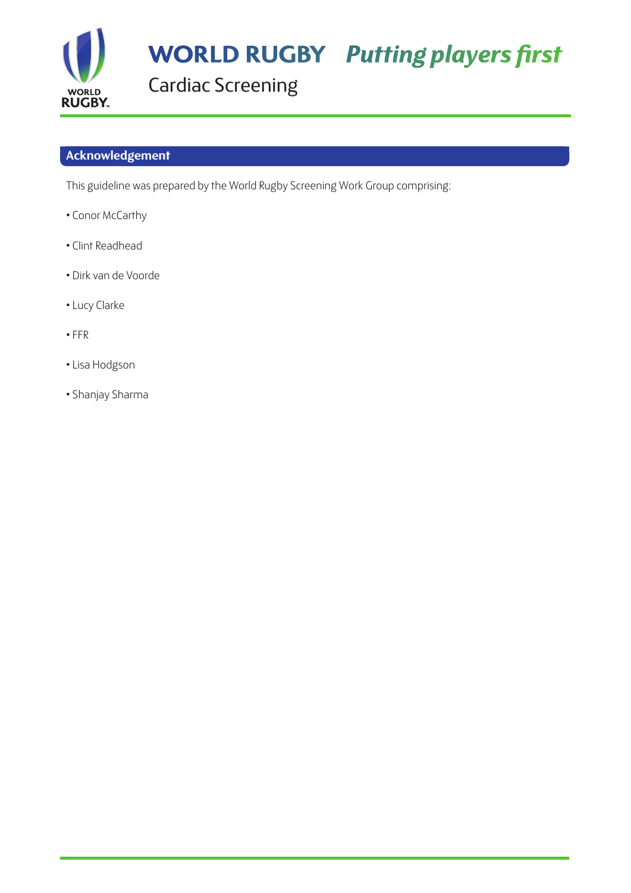## Acknowledgement

This guideline was prepared by the World Rugby Screening Work Group comprising:

- Conor McCarthy
- Clint Readhead
- Dirk van de Voorde
- Lucy Clarke
- FFR
- Lisa Hodgson
- Shanjay Sharma